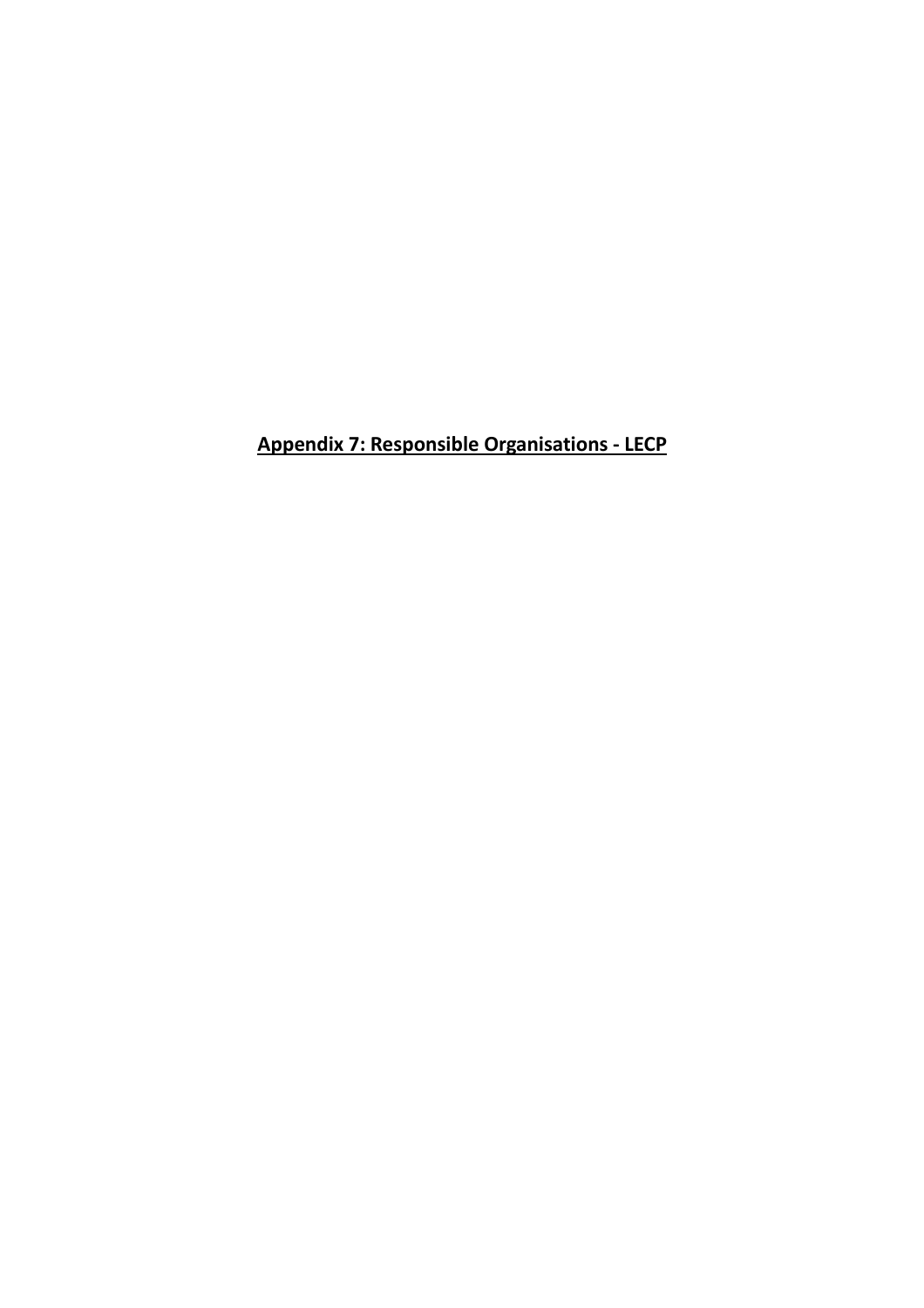# Appendix 7: Responsible Organisations - LECP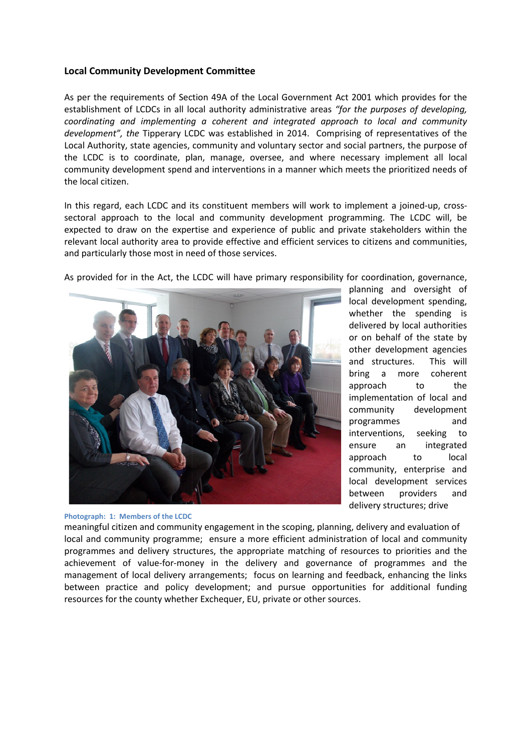### Local Community Development Committee

As per the requirements of Section 49A of the Local Government Act 2001 which provides for the establishment of LCDCs in all local authority administrative areas *"for the purposes of developing, coordinating and implementing a coherent and integrated approach to local and community development", the* Tipperary LCDC was established in 2014. Comprising of representatives of the Local Authority, state agencies, community and voluntary sector and social partners, the purpose of the LCDC is to coordinate, plan, manage, oversee, and where necessary implement all local community development spend and interventions in a manner which meets the prioritized needs of the local citizen.

In this regard, each LCDC and its constituent members will work to implement a joined-up, cross-sectoral approach to the local and community development programming. The LCDC will, be expected to draw on the expertise and experience of public and private stakeholders within the relevant local authority area to provide effective and efficient services to citizens and communities, and particularly those most in need of those services.

As provided for in the Act, the LCDC will have primary responsibility for coordination, governance, planning and oversight of local development spending, whether the spending is delivered by local authorities or on behalf of the state by other development agencies and structures. This will bring a more coherent approach to the implementation of local and community development programmes and interventions, seeking to ensure an integrated approach to local community, enterprise and local development services between providers and delivery structures; drive meaningful citizen and community engagement in the scoping, planning, delivery and evaluation of local and community programme; ensure a more efficient administration of local and community programmes and delivery structures, the appropriate matching of resources to priorities and the achievement of value-for-money in the delivery and governance of programmes and the management of local delivery arrangements; focus on learning and feedback, enhancing the links between practice and policy development; and pursue opportunities for additional funding resources for the county whether Exchequer, EU, private or other sources.

Photograph: 1: Members of the LCDC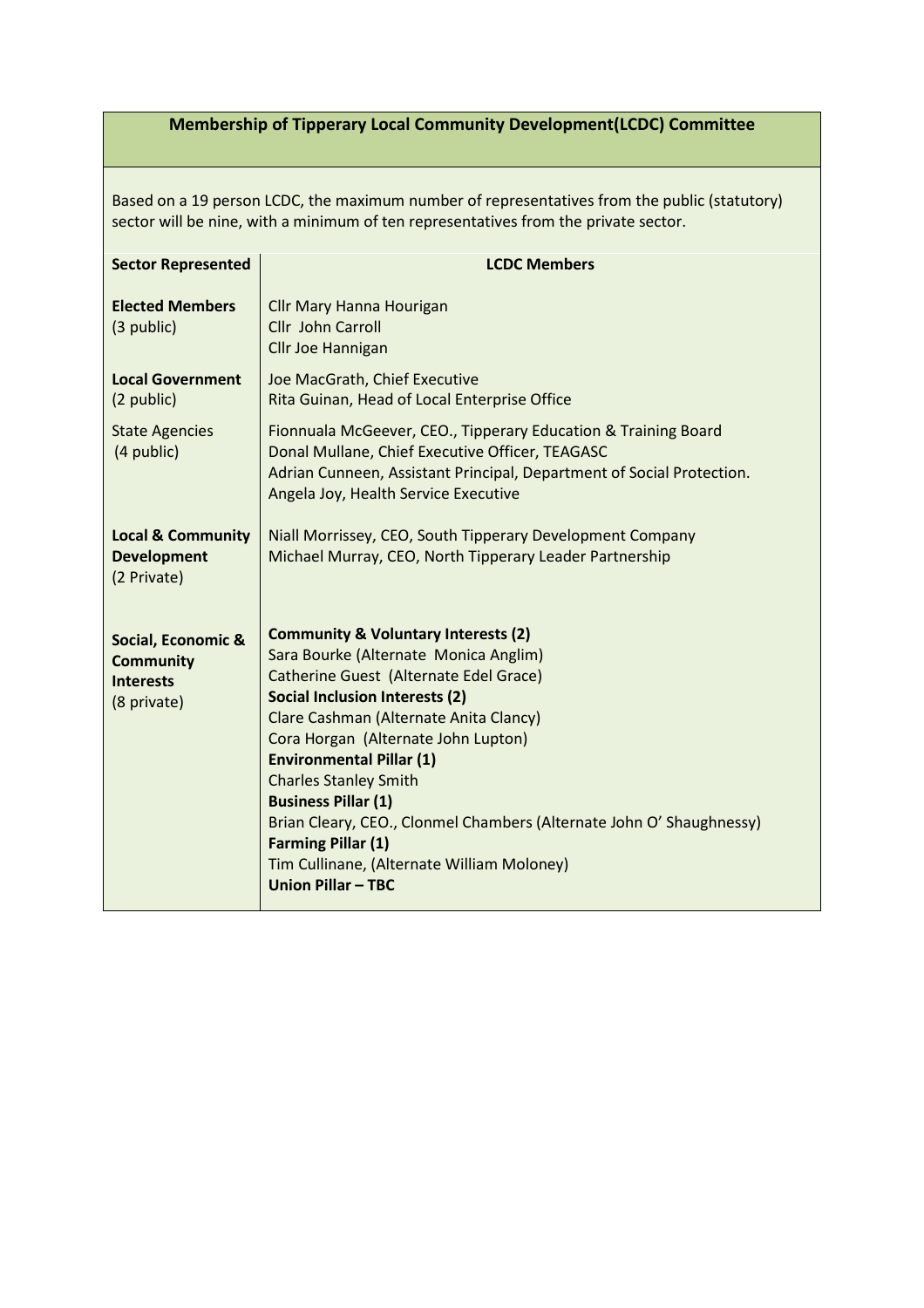**Membership of Tipperary Local Community Development(LCDC) Committee**

Based on a 19 person LCDC, the maximum number of representatives from the public (statutory) sector will be nine, with a minimum of ten representatives from the private sector.

| Sector Represented | LCDC Members |
|---|---|
| **Elected Members** (3 public) | Cllr Mary Hanna Hourigan<br>Cllr John Carroll<br>Cllr Joe Hannigan |
| **Local Government** (2 public) | Joe MacGrath, Chief Executive<br>Rita Guinan, Head of Local Enterprise Office |
| State Agencies (4 public) | Fionnuala McGeever, CEO., Tipperary Education & Training Board<br>Donal Mullane, Chief Executive Officer, TEAGASC<br>Adrian Cunneen, Assistant Principal, Department of Social Protection.<br>Angela Joy, Health Service Executive |
| **Local & Community Development** (2 Private) | Niall Morrissey, CEO, South Tipperary Development Company<br>Michael Murray, CEO, North Tipperary Leader Partnership |
| **Social, Economic & Community Interests** (8 private) | **Community & Voluntary Interests (2)**<br>Sara Bourke (Alternate Monica Anglim)<br>Catherine Guest (Alternate Edel Grace)<br>**Social Inclusion Interests (2)**<br>Clare Cashman (Alternate Anita Clancy)<br>Cora Horgan (Alternate John Lupton)<br>**Environmental Pillar (1)**<br>Charles Stanley Smith<br>**Business Pillar (1)**<br>Brian Cleary, CEO., Clonmel Chambers (Alternate John O' Shaughnessy)<br>**Farming Pillar (1)**<br>Tim Cullinane, (Alternate William Moloney)<br>**Union Pillar – TBC** |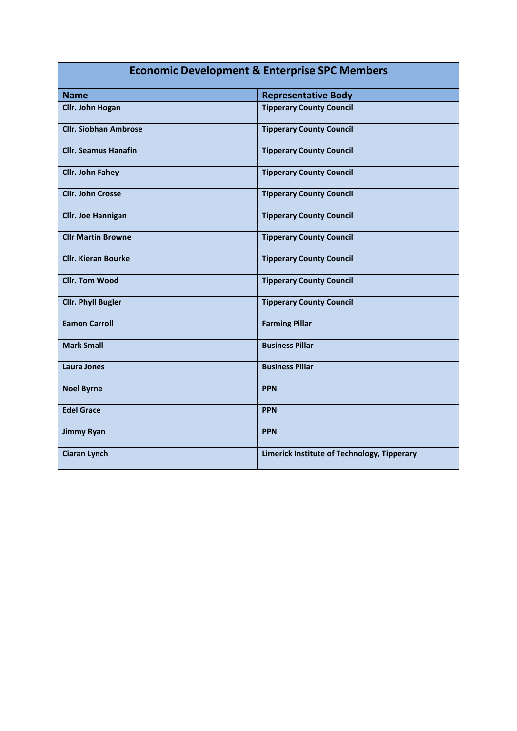| Economic Development & Enterprise SPC Members | |
|---|---|
| **Name** | **Representative Body** |
| **Cllr. John Hogan** | **Tipperary County Council** |
| **Cllr. Siobhan Ambrose** | **Tipperary County Council** |
| **Cllr. Seamus Hanafin** | **Tipperary County Council** |
| **Cllr. John Fahey** | **Tipperary County Council** |
| **Cllr. John Crosse** | **Tipperary County Council** |
| **Cllr. Joe Hannigan** | **Tipperary County Council** |
| **Cllr Martin Browne** | **Tipperary County Council** |
| **Cllr. Kieran Bourke** | **Tipperary County Council** |
| **Cllr. Tom Wood** | **Tipperary County Council** |
| **Cllr. Phyll Bugler** | **Tipperary County Council** |
| **Eamon Carroll** | **Farming Pillar** |
| **Mark Small** | **Business Pillar** |
| **Laura Jones** | **Business Pillar** |
| **Noel Byrne** | **PPN** |
| **Edel Grace** | **PPN** |
| **Jimmy Ryan** | **PPN** |
| **Ciaran Lynch** | **Limerick Institute of Technology, Tipperary** |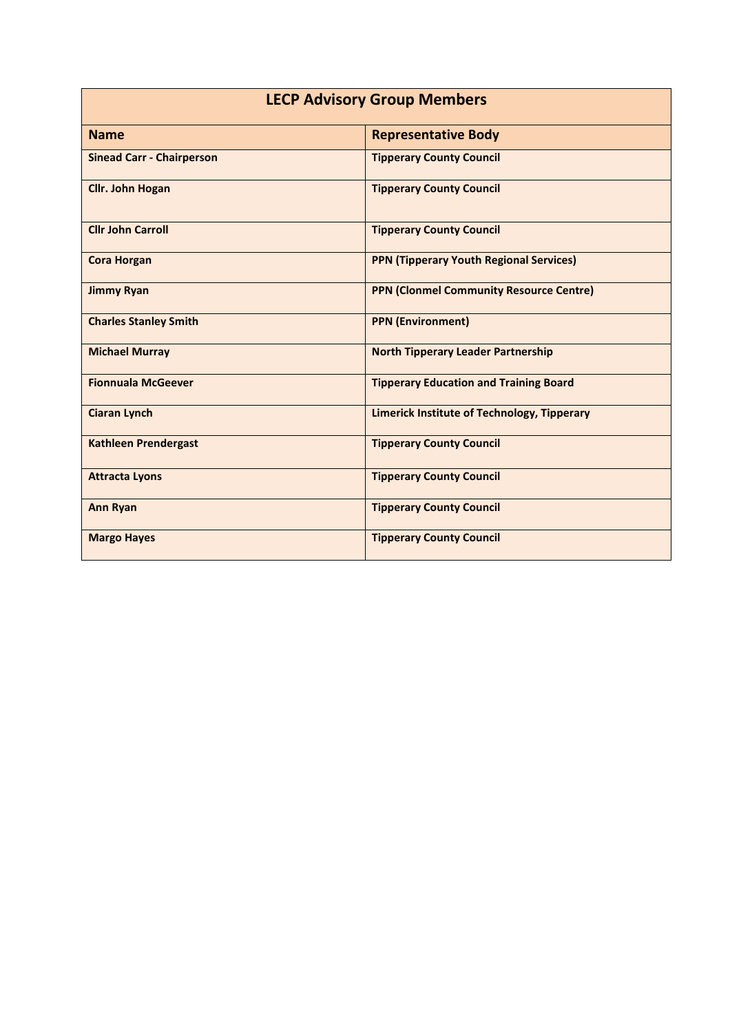| LECP Advisory Group Members | |
|---|---|
| **Name** | **Representative Body** |
| **Sinead Carr - Chairperson** | **Tipperary County Council** |
| **Cllr. John Hogan** | **Tipperary County Council** |
| **Cllr John Carroll** | **Tipperary County Council** |
| **Cora Horgan** | **PPN (Tipperary Youth Regional Services)** |
| **Jimmy Ryan** | **PPN (Clonmel Community Resource Centre)** |
| **Charles Stanley Smith** | **PPN (Environment)** |
| **Michael Murray** | **North Tipperary Leader Partnership** |
| **Fionnuala McGeever** | **Tipperary Education and Training Board** |
| **Ciaran Lynch** | **Limerick Institute of Technology, Tipperary** |
| **Kathleen Prendergast** | **Tipperary County Council** |
| **Attracta Lyons** | **Tipperary County Council** |
| **Ann Ryan** | **Tipperary County Council** |
| **Margo Hayes** | **Tipperary County Council** |